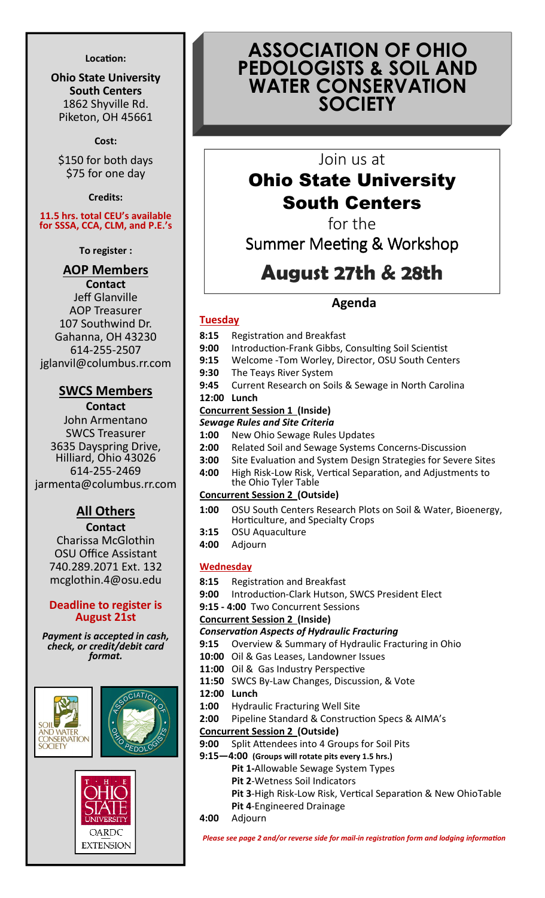# ASSOCIATION OF OHIO PEDOLOGISTS & SOIL AND WATER CONSERVATION SOCIETY

Join us at

## Ohio State University South Centers

for the

Summer Meeting & Workshop

## August 27th & 28th

**Location:**

**Ohio State University South Centers**
1862 Shyville Rd.
Piketon, OH 45661

**Cost:**

$150 for both days
$75 for one day

**Credits:**

**11.5 hrs. total CEU's available for SSSA, CCA, CLM, and P.E.'s**

**To register :**

**AOP Members**
**Contact**
Jeff Glanville
AOP Treasurer
107 Southwind Dr.
Gahanna, OH 43230
614-255-2507
jglanvil@columbus.rr.com

**SWCS Members**
**Contact**
John Armentano
SWCS Treasurer
3635 Dayspring Drive,
Hilliard, Ohio 43026
614-255-2469
jarmenta@columbus.rr.com

**All Others**
**Contact**
Charissa McGlothin
OSU Office Assistant
740.289.2071 Ext. 132
mcglothin.4@osu.edu

**Deadline to register is August 21st**

***Payment is accepted in cash, check, or credit/debit card format.***

## Agenda

### Tuesday

- **8:15** Registration and Breakfast
- **9:00** Introduction-Frank Gibbs, Consulting Soil Scientist
- **9:15** Welcome -Tom Worley, Director, OSU South Centers
- **9:30** The Teays River System
- **9:45** Current Research on Soils & Sewage in North Carolina
- **12:00 Lunch**

**Concurrent Session 1 (Inside)**

***Sewage Rules and Site Criteria***

- **1:00** New Ohio Sewage Rules Updates
- **2:00** Related Soil and Sewage Systems Concerns-Discussion
- **3:00** Site Evaluation and System Design Strategies for Severe Sites
- **4:00** High Risk-Low Risk, Vertical Separation, and Adjustments to the Ohio Tyler Table

**Concurrent Session 2 (Outside)**

- **1:00** OSU South Centers Research Plots on Soil & Water, Bioenergy, Horticulture, and Specialty Crops
- **3:15** OSU Aquaculture
- **4:00** Adjourn

### Wednesday

- **8:15** Registration and Breakfast
- **9:00** Introduction-Clark Hutson, SWCS President Elect
- **9:15 - 4:00** Two Concurrent Sessions

**Concurrent Session 2 (Inside)**

***Conservation Aspects of Hydraulic Fracturing***

- **9:15** Overview & Summary of Hydraulic Fracturing in Ohio
- **10:00** Oil & Gas Leases, Landowner Issues
- **11:00** Oil & Gas Industry Perspective
- **11:50** SWCS By-Law Changes, Discussion, & Vote
- **12:00 Lunch**
- **1:00** Hydraulic Fracturing Well Site
- **2:00** Pipeline Standard & Construction Specs & AIMA's

**Concurrent Session 2 (Outside)**

- **9:00** Split Attendees into 4 Groups for Soil Pits
- **9:15—4:00 (Groups will rotate pits every 1.5 hrs.)**
  - **Pit 1-**Allowable Sewage System Types
  - **Pit 2**-Wetness Soil Indicators
  - **Pit 3**-High Risk-Low Risk, Vertical Separation & New OhioTable
  - **Pit 4**-Engineered Drainage
- **4:00** Adjourn

***Please see page 2 and/or reverse side for mail-in registration form and lodging information***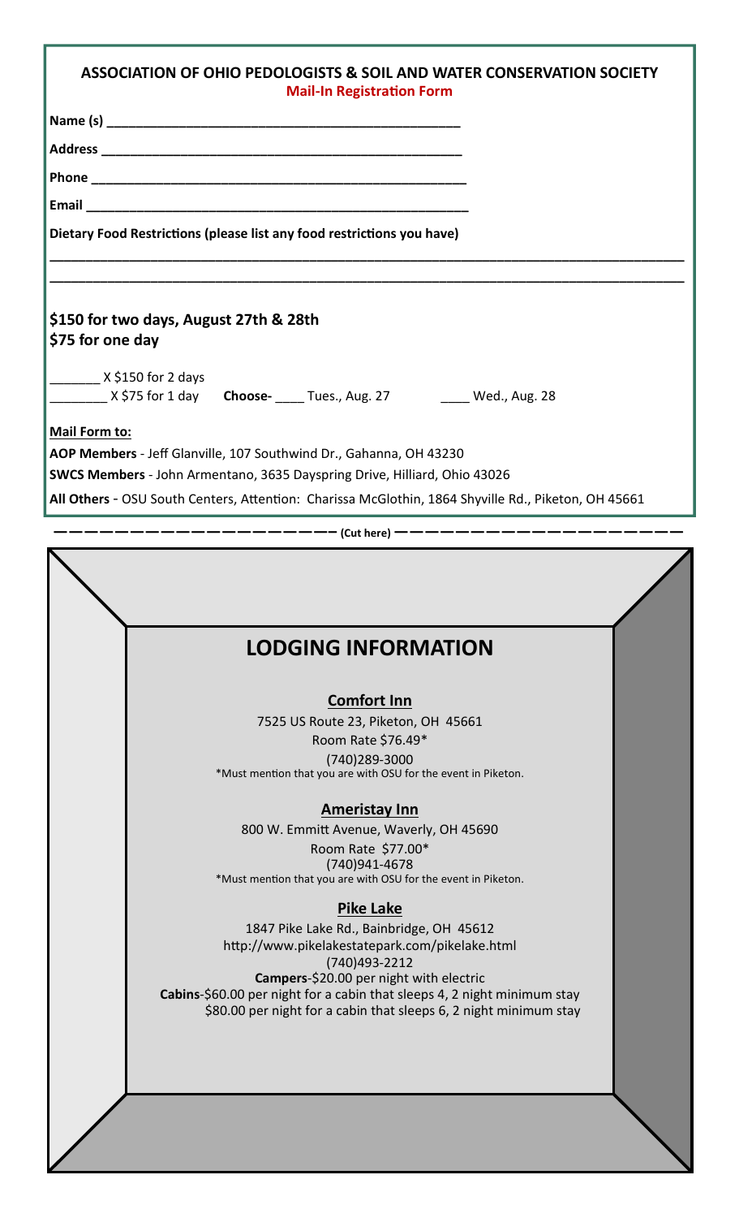## ASSOCIATION OF OHIO PEDOLOGISTS & SOIL AND WATER CONSERVATION SOCIETY

**Mail-In Registration Form**

**Name (s)** ______________________________________________

**Address** ______________________________________________

**Phone** ______________________________________________

**Email** ______________________________________________

**Dietary Food Restrictions (please list any food restrictions you have)**

______________________________________________________________________________

______________________________________________________________________________

**$150 for two days, August 27th & 28th**
**$75 for one day**

_______ X $150 for 2 days

________ X $75 for 1 day **Choose-** ____ Tues., Aug. 27 ____ Wed., Aug. 28

**Mail Form to:**

**AOP Members** - Jeff Glanville, 107 Southwind Dr., Gahanna, OH 43230

**SWCS Members** - John Armentano, 3635 Dayspring Drive, Hilliard, Ohio 43026

**All Others** - OSU South Centers, Attention: Charissa McGlothin, 1864 Shyville Rd., Piketon, OH 45661

——————————————————— (Cut here) ———————————————————

## LODGING INFORMATION

**Comfort Inn**

7525 US Route 23, Piketon, OH 45661
Room Rate $76.49*
(740)289-3000
*Must mention that you are with OSU for the event in Piketon.

**Ameristay Inn**

800 W. Emmitt Avenue, Waverly, OH 45690
Room Rate $77.00*
(740)941-4678
*Must mention that you are with OSU for the event in Piketon.

**Pike Lake**

1847 Pike Lake Rd., Bainbridge, OH 45612
http://www.pikelakestatepark.com/pikelake.html
(740)493-2212
**Campers**-$20.00 per night with electric
**Cabins**-$60.00 per night for a cabin that sleeps 4, 2 night minimum stay
$80.00 per night for a cabin that sleeps 6, 2 night minimum stay